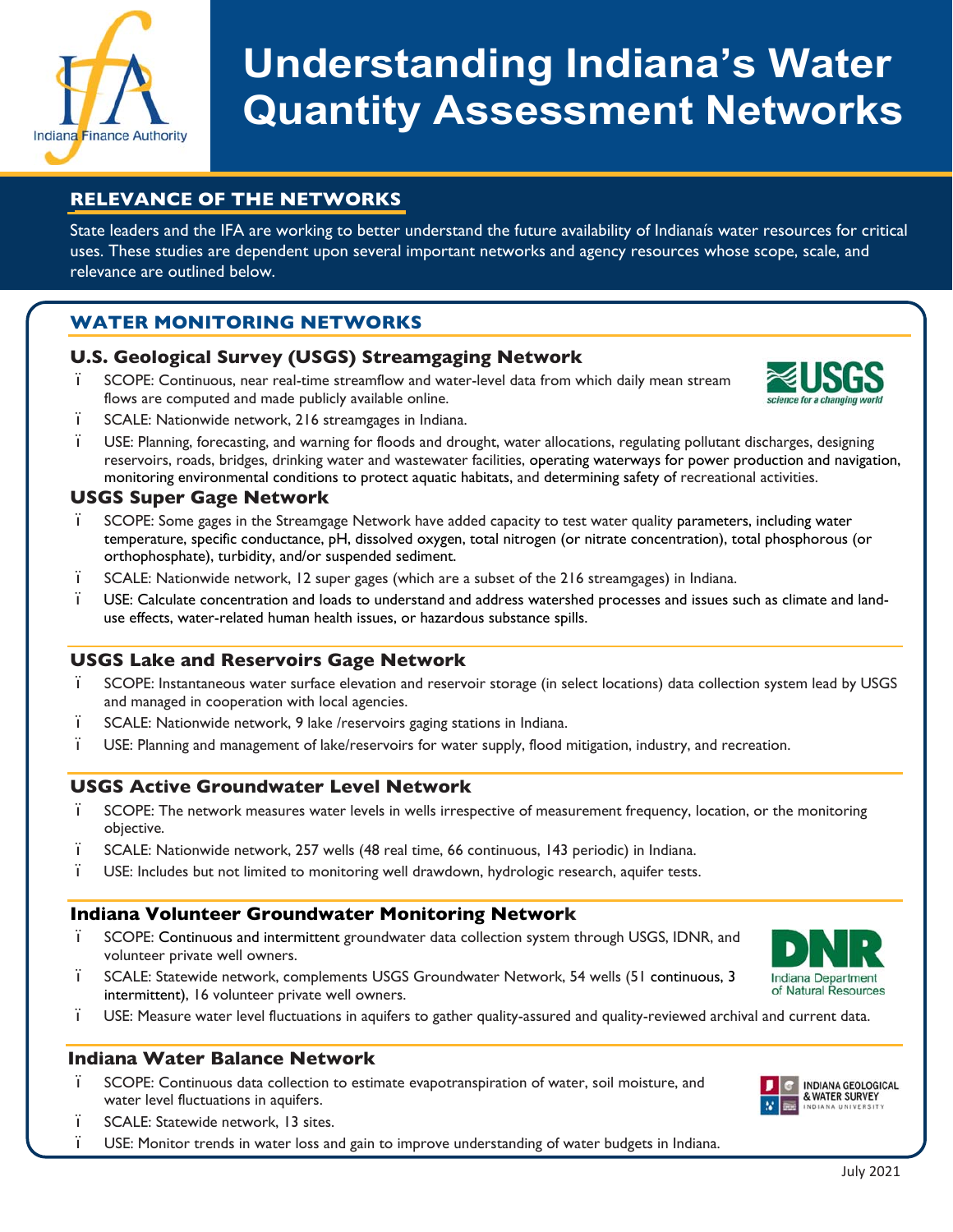# Understanding Indiana's Water Quantity Assessment Networks

## RELEVANCE OF THE NETWORKS

State leaders and the IFA are working to better understand the future availability of Indianaís water resources for critical uses. These studies are dependent upon several important networks and agency resources whose scope, scale, and relevance are outlined below.

## WATER MONITORING NETWORKS

### U.S. Geological Survey (USGS) Streamgaging Network

- SCOPE: Continuous, near real-time streamflow and water-level data from which daily mean stream flows are computed and made publicly available online.
- SCALE: Nationwide network, 216 streamgages in Indiana.
- USE: Planning, forecasting, and warning for floods and drought, water allocations, regulating pollutant discharges, designing reservoirs, roads, bridges, drinking water and wastewater facilities, operating waterways for power production and navigation, monitoring environmental conditions to protect aquatic habitats, and determining safety of recreational activities.

### USGS Super Gage Network

- SCOPE: Some gages in the Streamgage Network have added capacity to test water quality parameters, including water temperature, specific conductance, pH, dissolved oxygen, total nitrogen (or nitrate concentration), total phosphorous (or orthophosphate), turbidity, and/or suspended sediment.
- SCALE: Nationwide network, 12 super gages (which are a subset of the 216 streamgages) in Indiana.
- USE: Calculate concentration and loads to understand and address watershed processes and issues such as climate and land-use effects, water-related human health issues, or hazardous substance spills.

### USGS Lake and Reservoirs Gage Network

- SCOPE: Instantaneous water surface elevation and reservoir storage (in select locations) data collection system lead by USGS and managed in cooperation with local agencies.
- SCALE: Nationwide network, 9 lake /reservoirs gaging stations in Indiana.
- USE: Planning and management of lake/reservoirs for water supply, flood mitigation, industry, and recreation.

### USGS Active Groundwater Level Network

- SCOPE: The network measures water levels in wells irrespective of measurement frequency, location, or the monitoring objective.
- SCALE: Nationwide network, 257 wells (48 real time, 66 continuous, 143 periodic) in Indiana.
- USE: Includes but not limited to monitoring well drawdown, hydrologic research, aquifer tests.

### Indiana Volunteer Groundwater Monitoring Network

- SCOPE: Continuous and intermittent groundwater data collection system through USGS, IDNR, and volunteer private well owners.
- SCALE: Statewide network, complements USGS Groundwater Network, 54 wells (51 continuous, 3 intermittent), 16 volunteer private well owners.
- USE: Measure water level fluctuations in aquifers to gather quality-assured and quality-reviewed archival and current data.

### Indiana Water Balance Network

- SCOPE: Continuous data collection to estimate evapotranspiration of water, soil moisture, and water level fluctuations in aquifers.
- SCALE: Statewide network, 13 sites.
- USE: Monitor trends in water loss and gain to improve understanding of water budgets in Indiana.

July 2021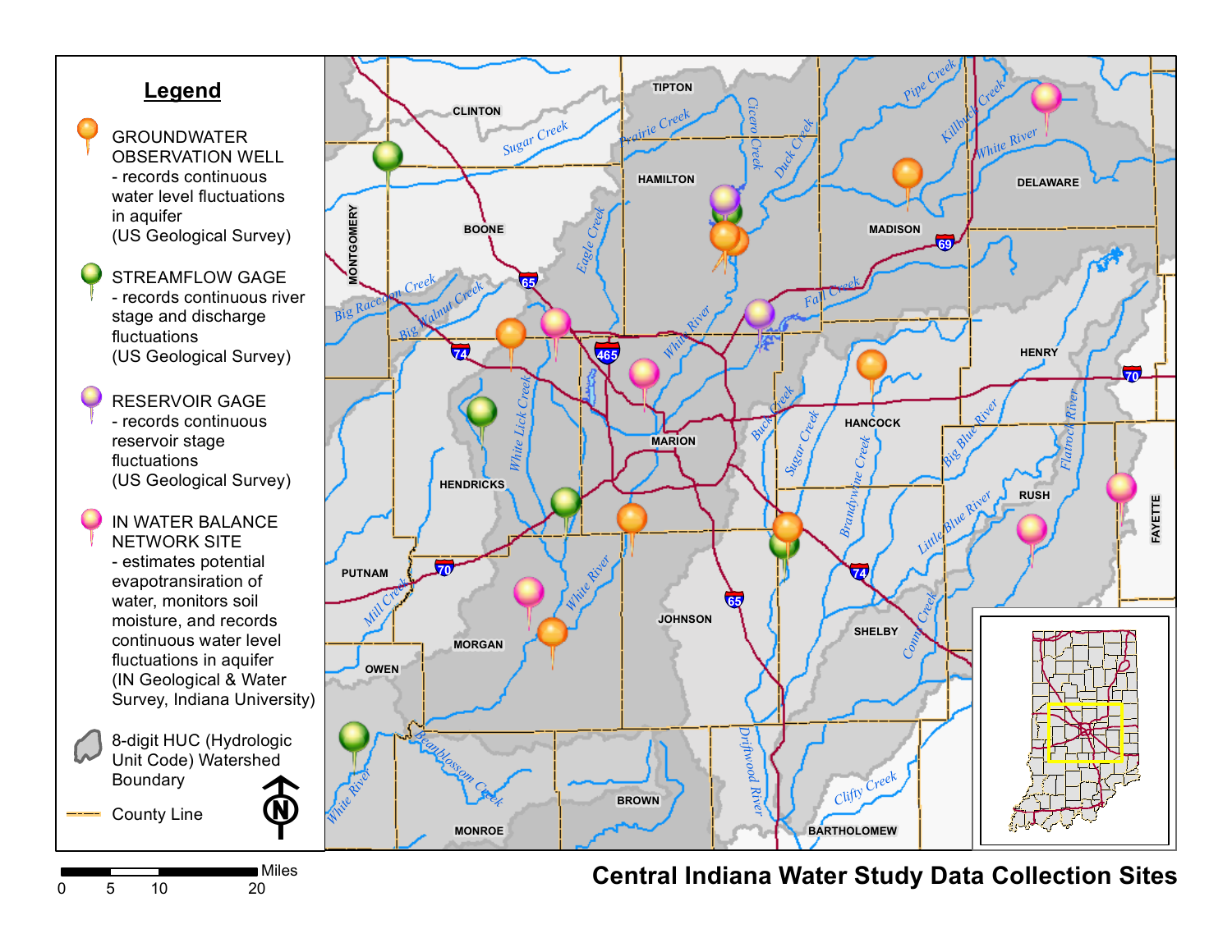# Central Indiana Water Study Data Collection Sites

## Legend

**GROUNDWATER OBSERVATION WELL**
- records continuous water level fluctuations in aquifer
(US Geological Survey)

**STREAMFLOW GAGE**
- records continuous river stage and discharge fluctuations
(US Geological Survey)

**RESERVOIR GAGE**
- records continuous reservoir stage fluctuations
(US Geological Survey)

**IN WATER BALANCE NETWORK SITE**
- estimates potential evapotranspiration of water, monitors soil moisture, and records continuous water level fluctuations in aquifer
(IN Geological & Water Survey, Indiana University)

8-digit HUC (Hydrologic Unit Code) Watershed Boundary

County Line

Miles
0 5 10 20

CLINTON
TIPTON
HAMILTON
MADISON
DELAWARE
BOONE
MONTGOMERY
HENRY
HANCOCK
MARION
HENDRICKS
RUSH
FAYETTE
PUTNAM
JOHNSON
SHELBY
MORGAN
OWEN
BROWN
MONROE
BARTHOLOMEW

Sugar Creek
Prairie Creek
Cicero Creek
Duck Creek
Pipe Creek
Killbuck Creek
White River
Eagle Creek
Big Raccoon Creek
Big Walnut Creek
Fall Creek
White Lick Creek
Buck Creek
Sugar Creek
Brandywine Creek
Big Blue River
Flatrock River
Little Blue River
Mill Creek
White River
Conn Creek
Beanblossom Creek
Driftwood River
Clifty Creek
White River

65
74
465
69
70
70
74
65